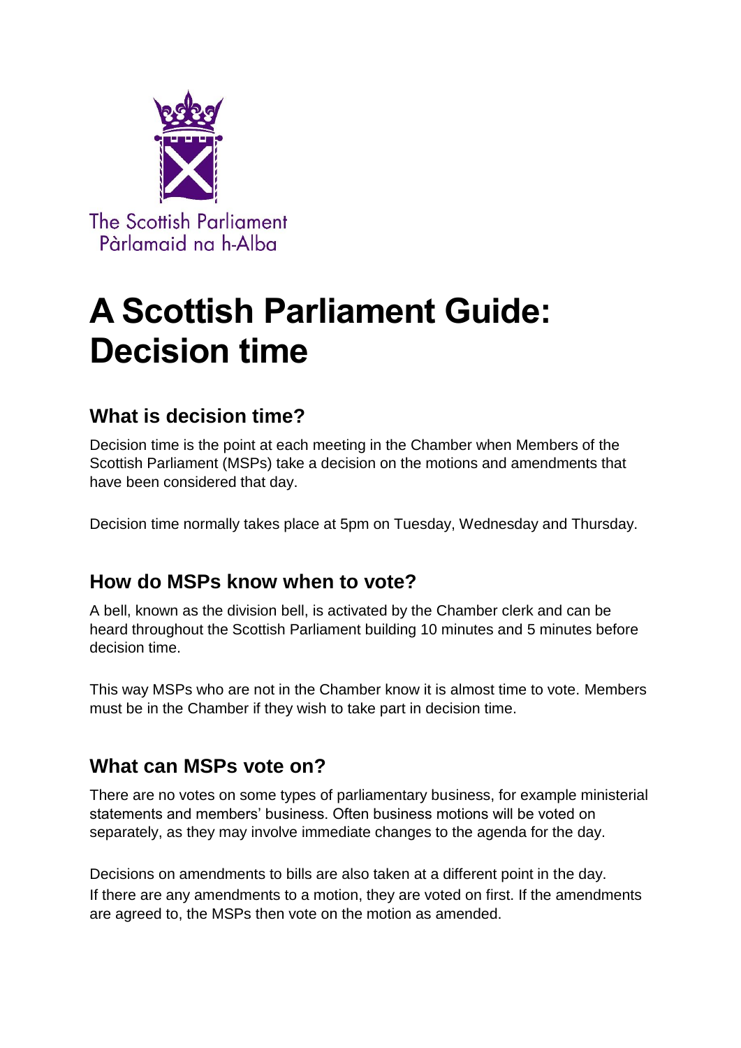The Scottish Parliament
Pàrlamaid na h-Alba

# A Scottish Parliament Guide: Decision time

## What is decision time?

Decision time is the point at each meeting in the Chamber when Members of the Scottish Parliament (MSPs) take a decision on the motions and amendments that have been considered that day.

Decision time normally takes place at 5pm on Tuesday, Wednesday and Thursday.

## How do MSPs know when to vote?

A bell, known as the division bell, is activated by the Chamber clerk and can be heard throughout the Scottish Parliament building 10 minutes and 5 minutes before decision time.

This way MSPs who are not in the Chamber know it is almost time to vote. Members must be in the Chamber if they wish to take part in decision time.

## What can MSPs vote on?

There are no votes on some types of parliamentary business, for example ministerial statements and members' business. Often business motions will be voted on separately, as they may involve immediate changes to the agenda for the day.

Decisions on amendments to bills are also taken at a different point in the day. If there are any amendments to a motion, they are voted on first. If the amendments are agreed to, the MSPs then vote on the motion as amended.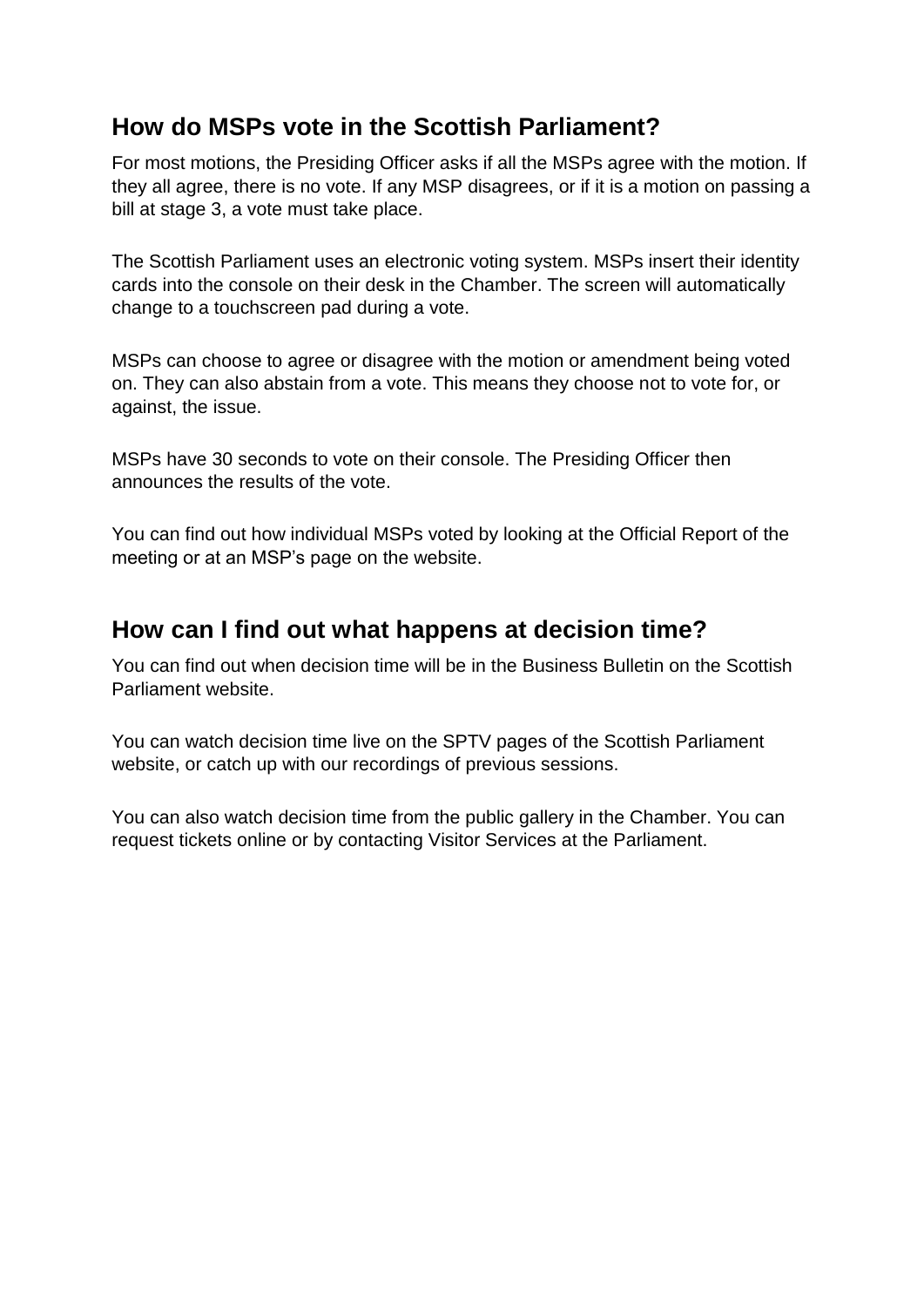## How do MSPs vote in the Scottish Parliament?

For most motions, the Presiding Officer asks if all the MSPs agree with the motion. If they all agree, there is no vote. If any MSP disagrees, or if it is a motion on passing a bill at stage 3, a vote must take place.

The Scottish Parliament uses an electronic voting system. MSPs insert their identity cards into the console on their desk in the Chamber. The screen will automatically change to a touchscreen pad during a vote.

MSPs can choose to agree or disagree with the motion or amendment being voted on. They can also abstain from a vote. This means they choose not to vote for, or against, the issue.

MSPs have 30 seconds to vote on their console. The Presiding Officer then announces the results of the vote.

You can find out how individual MSPs voted by looking at the Official Report of the meeting or at an MSP's page on the website.

## How can I find out what happens at decision time?

You can find out when decision time will be in the Business Bulletin on the Scottish Parliament website.

You can watch decision time live on the SPTV pages of the Scottish Parliament website, or catch up with our recordings of previous sessions.

You can also watch decision time from the public gallery in the Chamber. You can request tickets online or by contacting Visitor Services at the Parliament.